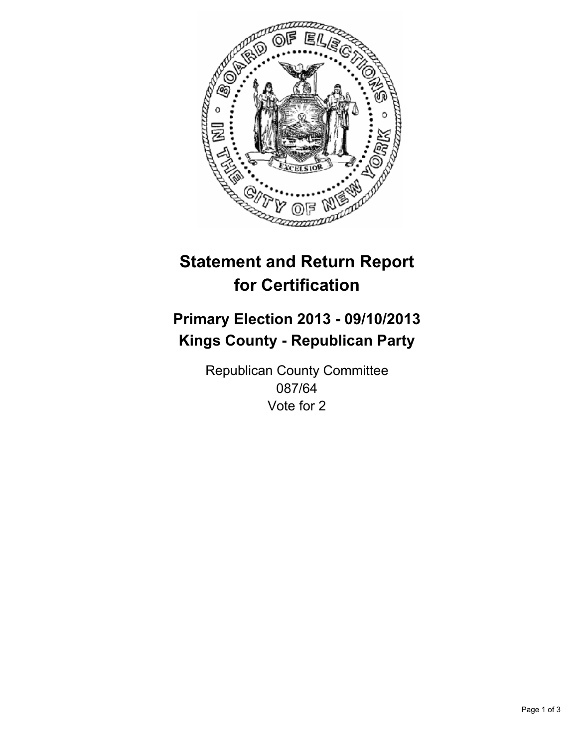# Statement and Return Report for Certification

## Primary Election 2013 - 09/10/2013
## Kings County - Republican Party

Republican County Committee
087/64
Vote for 2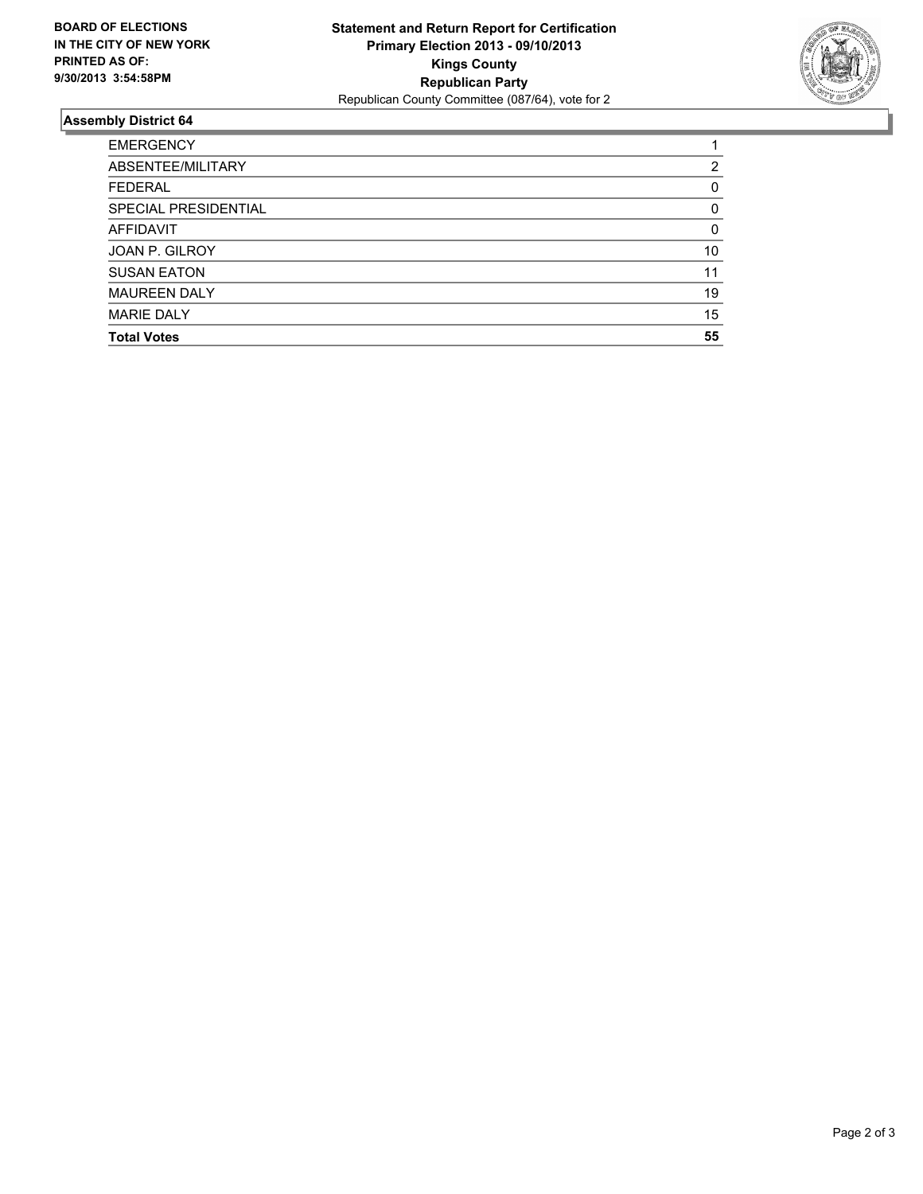**BOARD OF ELECTIONS IN THE CITY OF NEW YORK PRINTED AS OF: 9/30/2013 3:54:58PM**

**Statement and Return Report for Certification**
**Primary Election 2013 - 09/10/2013**
**Kings County**
**Republican Party**
Republican County Committee (087/64), vote for 2

## Assembly District 64

| | |
|---|---|
| EMERGENCY | 1 |
| ABSENTEE/MILITARY | 2 |
| FEDERAL | 0 |
| SPECIAL PRESIDENTIAL | 0 |
| AFFIDAVIT | 0 |
| JOAN P. GILROY | 10 |
| SUSAN EATON | 11 |
| MAUREEN DALY | 19 |
| MARIE DALY | 15 |
| **Total Votes** | **55** |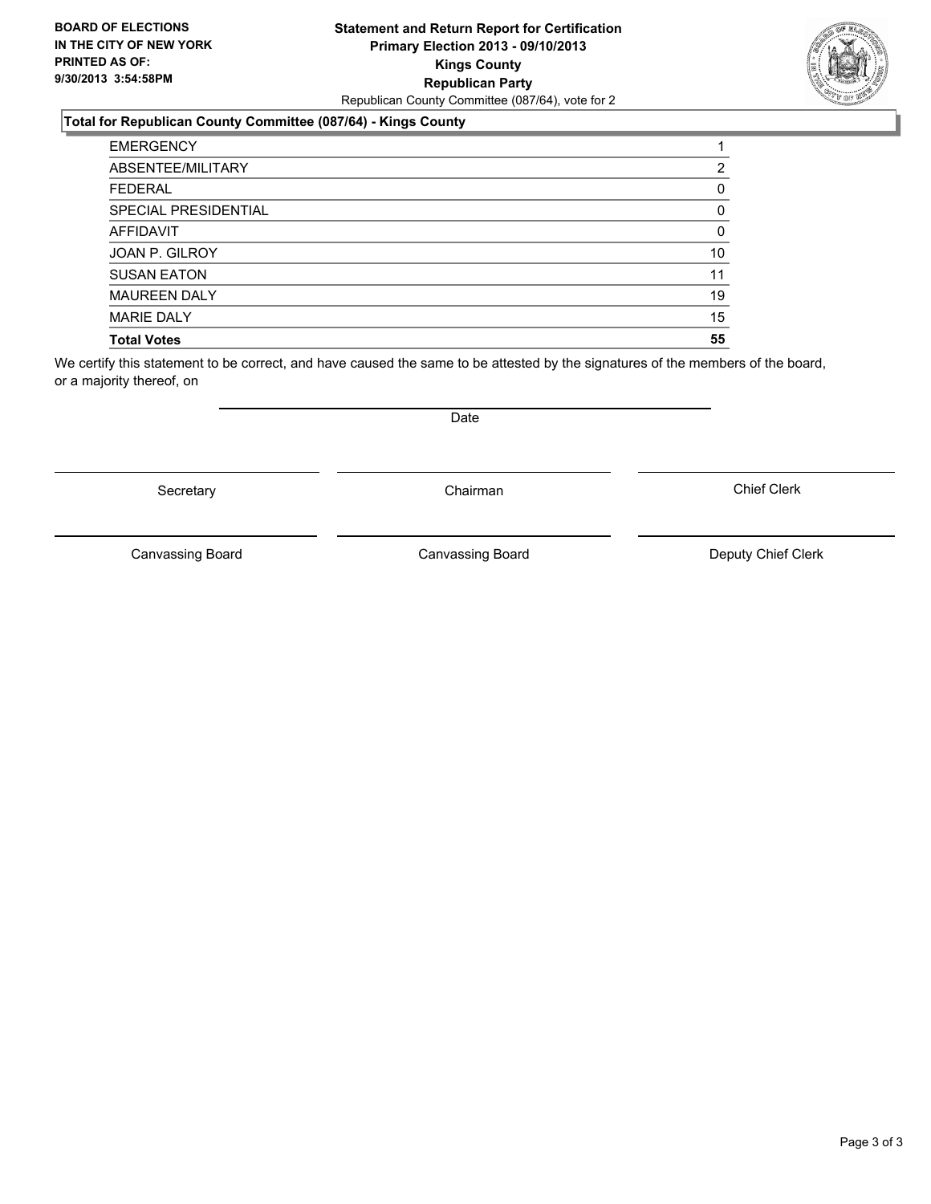**BOARD OF ELECTIONS**
**IN THE CITY OF NEW YORK**
**PRINTED AS OF:**
**9/30/2013 3:54:58PM**

**Statement and Return Report for Certification**
**Primary Election 2013 - 09/10/2013**
**Kings County**
**Republican Party**
Republican County Committee (087/64), vote for 2

### Total for Republican County Committee (087/64) - Kings County

| | |
|---|---|
| EMERGENCY | 1 |
| ABSENTEE/MILITARY | 2 |
| FEDERAL | 0 |
| SPECIAL PRESIDENTIAL | 0 |
| AFFIDAVIT | 0 |
| JOAN P. GILROY | 10 |
| SUSAN EATON | 11 |
| MAUREEN DALY | 19 |
| MARIE DALY | 15 |
| **Total Votes** | **55** |

We certify this statement to be correct, and have caused the same to be attested by the signatures of the members of the board, or a majority thereof, on

Date

Secretary | Chairman | Chief Clerk

Canvassing Board | Canvassing Board | Deputy Chief Clerk